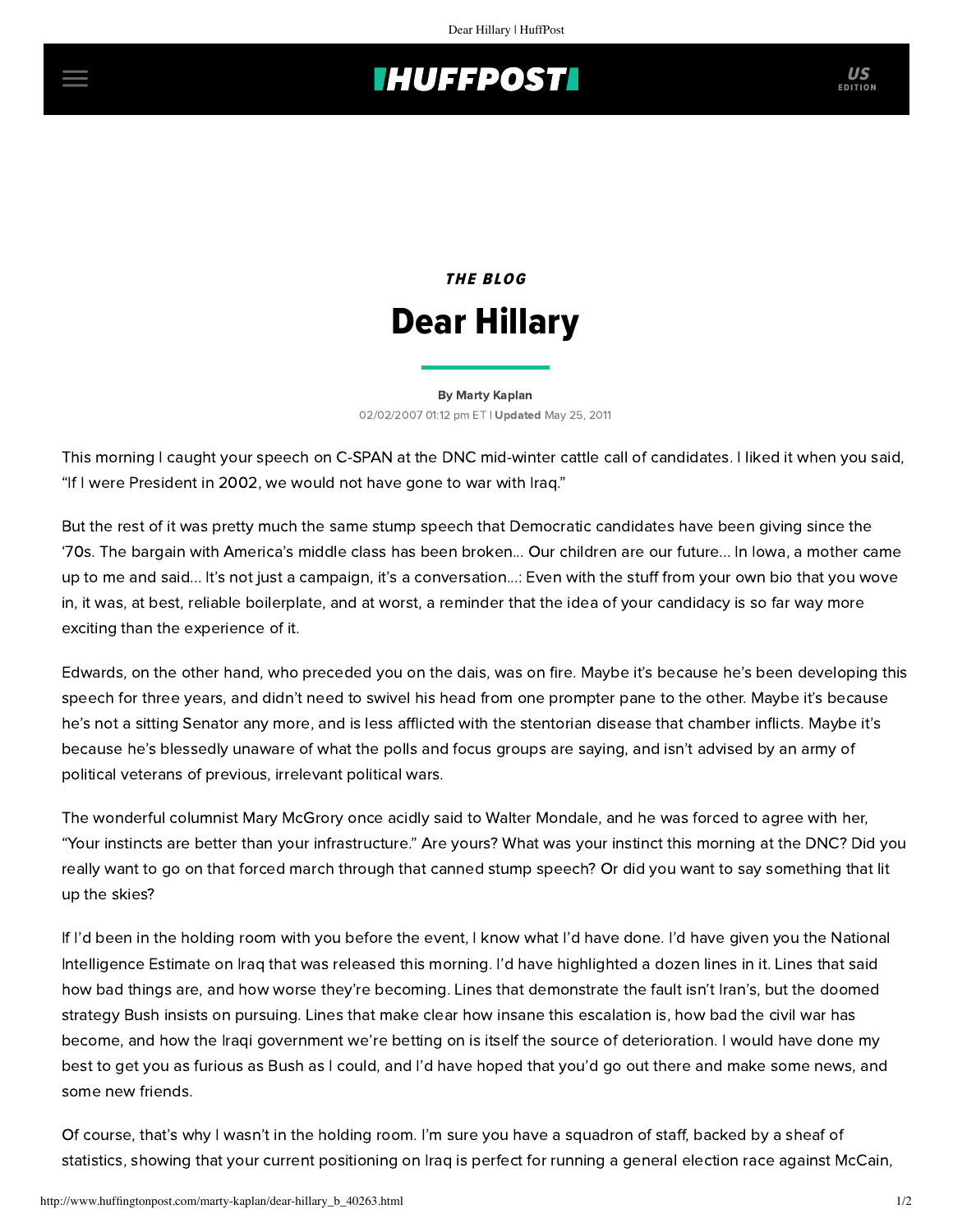*THE BLOG*

# Dear Hillary

By Marty Kaplan

02/02/2007 01:12 pm ET | **Updated** May 25, 2011

This morning I caught your speech on C-SPAN at the DNC mid-winter cattle call of candidates. I liked it when you said, "If I were President in 2002, we would not have gone to war with Iraq."

But the rest of it was pretty much the same stump speech that Democratic candidates have been giving since the '70s. The bargain with America's middle class has been broken... Our children are our future... In Iowa, a mother came up to me and said... It's not just a campaign, it's a conversation...: Even with the stuff from your own bio that you wove in, it was, at best, reliable boilerplate, and at worst, a reminder that the idea of your candidacy is so far way more exciting than the experience of it.

Edwards, on the other hand, who preceded you on the dais, was on fire. Maybe it's because he's been developing this speech for three years, and didn't need to swivel his head from one prompter pane to the other. Maybe it's because he's not a sitting Senator any more, and is less afflicted with the stentorian disease that chamber inflicts. Maybe it's because he's blessedly unaware of what the polls and focus groups are saying, and isn't advised by an army of political veterans of previous, irrelevant political wars.

The wonderful columnist Mary McGrory once acidly said to Walter Mondale, and he was forced to agree with her, "Your instincts are better than your infrastructure." Are yours? What was your instinct this morning at the DNC? Did you really want to go on that forced march through that canned stump speech? Or did you want to say something that lit up the skies?

If I'd been in the holding room with you before the event, I know what I'd have done. I'd have given you the National Intelligence Estimate on Iraq that was released this morning. I'd have highlighted a dozen lines in it. Lines that said how bad things are, and how worse they're becoming. Lines that demonstrate the fault isn't Iran's, but the doomed strategy Bush insists on pursuing. Lines that make clear how insane this escalation is, how bad the civil war has become, and how the Iraqi government we're betting on is itself the source of deterioration. I would have done my best to get you as furious as Bush as I could, and I'd have hoped that you'd go out there and make some news, and some new friends.

Of course, that's why I wasn't in the holding room. I'm sure you have a squadron of staff, backed by a sheaf of statistics, showing that your current positioning on Iraq is perfect for running a general election race against McCain,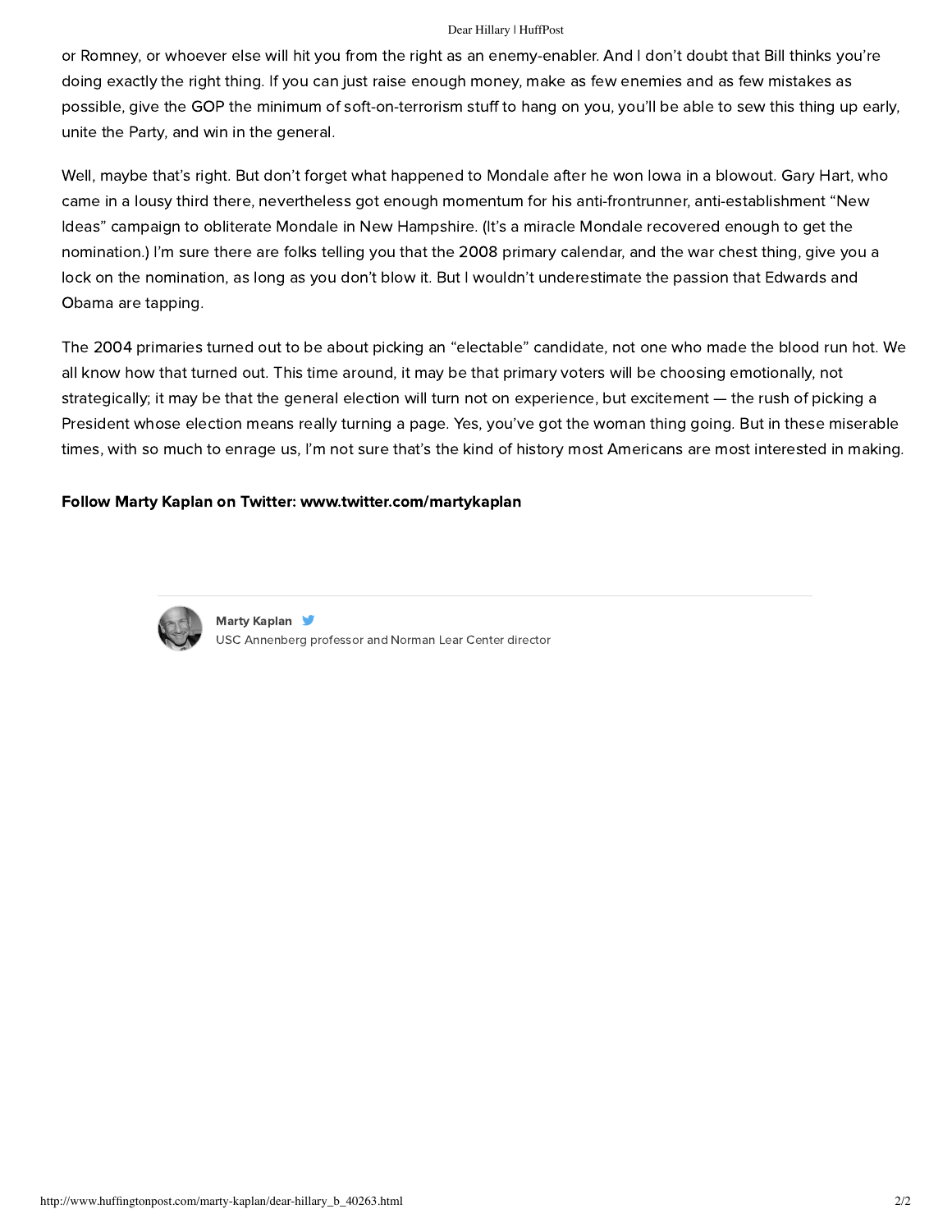or Romney, or whoever else will hit you from the right as an enemy-enabler. And I don't doubt that Bill thinks you're doing exactly the right thing. If you can just raise enough money, make as few enemies and as few mistakes as possible, give the GOP the minimum of soft-on-terrorism stuff to hang on you, you'll be able to sew this thing up early, unite the Party, and win in the general.

Well, maybe that's right. But don't forget what happened to Mondale after he won Iowa in a blowout. Gary Hart, who came in a lousy third there, nevertheless got enough momentum for his anti-frontrunner, anti-establishment "New Ideas" campaign to obliterate Mondale in New Hampshire. (It's a miracle Mondale recovered enough to get the nomination.) I'm sure there are folks telling you that the 2008 primary calendar, and the war chest thing, give you a lock on the nomination, as long as you don't blow it. But I wouldn't underestimate the passion that Edwards and Obama are tapping.

The 2004 primaries turned out to be about picking an "electable" candidate, not one who made the blood run hot. We all know how that turned out. This time around, it may be that primary voters will be choosing emotionally, not strategically; it may be that the general election will turn not on experience, but excitement — the rush of picking a President whose election means really turning a page. Yes, you've got the woman thing going. But in these miserable times, with so much to enrage us, I'm not sure that's the kind of history most Americans are most interested in making.

**Follow Marty Kaplan on Twitter: www.twitter.com/martykaplan**

**Marty Kaplan**
USC Annenberg professor and Norman Lear Center director